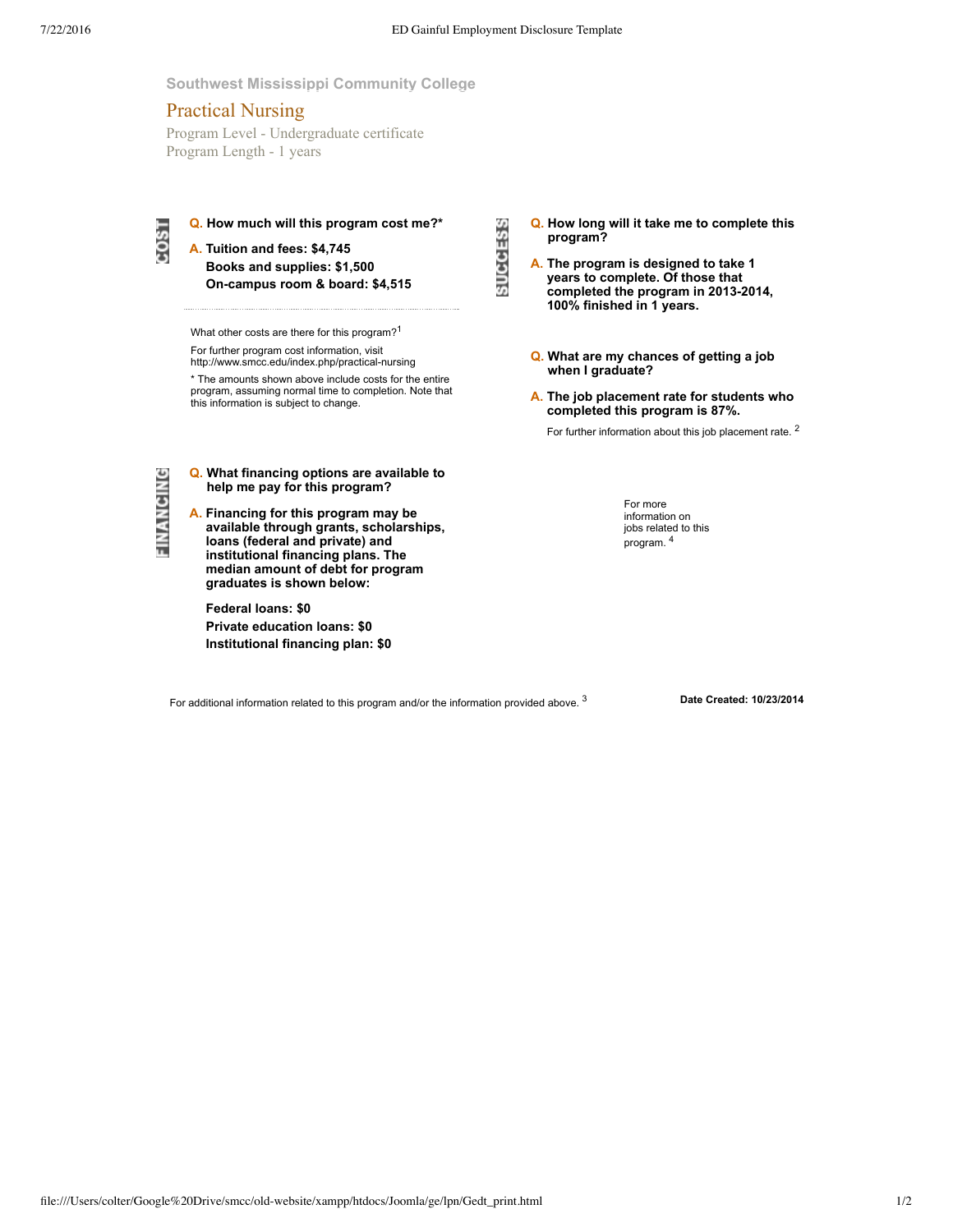Southwest Mississippi Community College

# Practical Nursing

Program Level - Undergraduate certificate
Program Length - 1 years

## COST

**Q. How much will this program cost me?***

**A. Tuition and fees: $4,745**
**Books and supplies: $1,500**
**On-campus room & board: $4,515**

What other costs are there for this program?[1]

For further program cost information, visit http://www.smcc.edu/index.php/practical-nursing

* The amounts shown above include costs for the entire program, assuming normal time to completion. Note that this information is subject to change.

## FINANCING

**Q. What financing options are available to help me pay for this program?**

**A. Financing for this program may be available through grants, scholarships, loans (federal and private) and institutional financing plans. The median amount of debt for program graduates is shown below:**

**Federal loans: $0**
**Private education loans: $0**
**Institutional financing plan: $0**

## SUCCESS

**Q. How long will it take me to complete this program?**

**A. The program is designed to take 1 years to complete. Of those that completed the program in 2013-2014, 100% finished in 1 years.**

**Q. What are my chances of getting a job when I graduate?**

**A. The job placement rate for students who completed this program is 87%.**

For further information about this job placement rate.[2]

For more information on jobs related to this program.[4]

For additional information related to this program and/or the information provided above.[3]

**Date Created: 10/23/2014**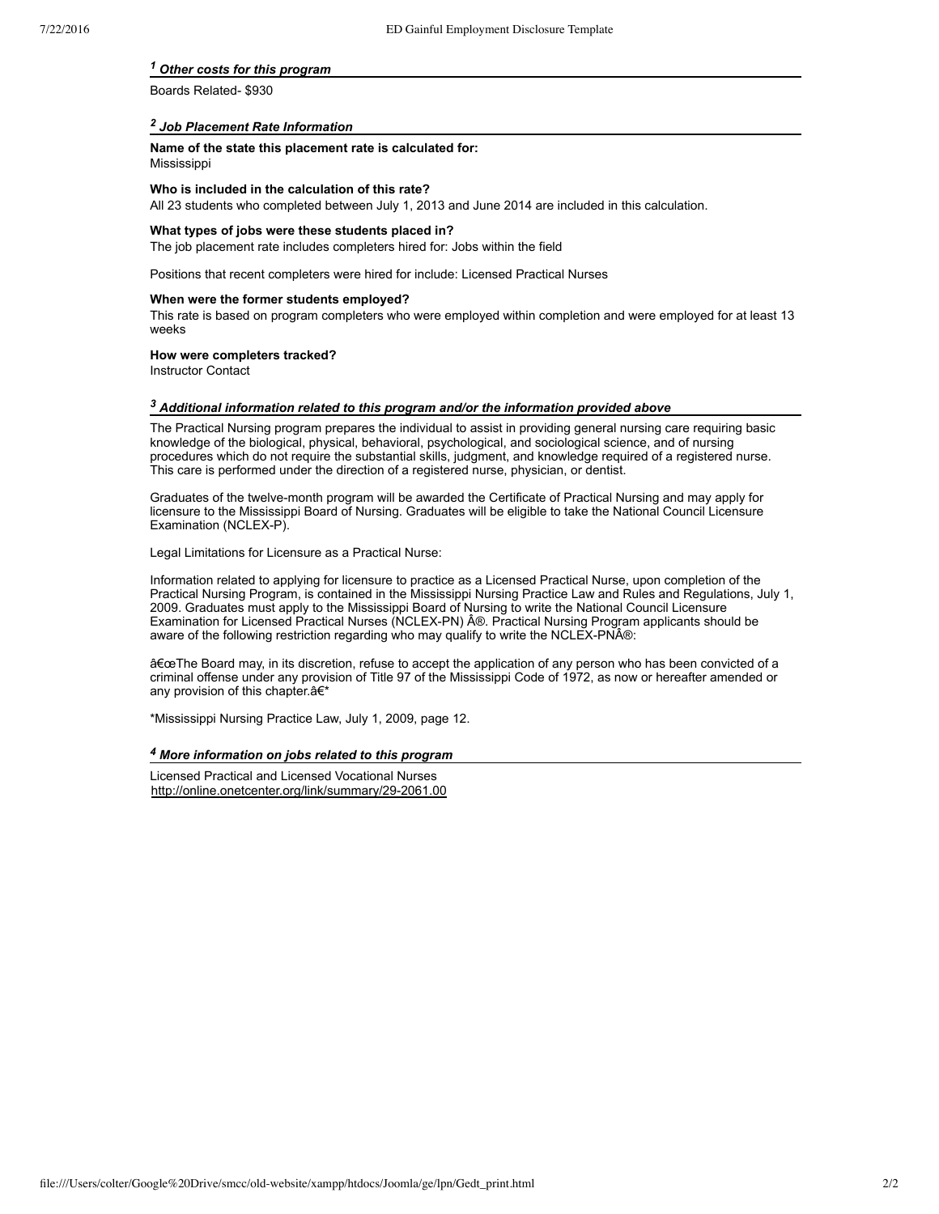### [1] *Other costs for this program*

Boards Related- $930

### [2] *Job Placement Rate Information*

**Name of the state this placement rate is calculated for:**
Mississippi

**Who is included in the calculation of this rate?**
All 23 students who completed between July 1, 2013 and June 2014 are included in this calculation.

**What types of jobs were these students placed in?**
The job placement rate includes completers hired for: Jobs within the field

Positions that recent completers were hired for include: Licensed Practical Nurses

**When were the former students employed?**
This rate is based on program completers who were employed within completion and were employed for at least 13 weeks

**How were completers tracked?**
Instructor Contact

### [3] *Additional information related to this program and/or the information provided above*

The Practical Nursing program prepares the individual to assist in providing general nursing care requiring basic knowledge of the biological, physical, behavioral, psychological, and sociological science, and of nursing procedures which do not require the substantial skills, judgment, and knowledge required of a registered nurse. This care is performed under the direction of a registered nurse, physician, or dentist.

Graduates of the twelve-month program will be awarded the Certificate of Practical Nursing and may apply for licensure to the Mississippi Board of Nursing. Graduates will be eligible to take the National Council Licensure Examination (NCLEX-P).

Legal Limitations for Licensure as a Practical Nurse:

Information related to applying for licensure to practice as a Licensed Practical Nurse, upon completion of the Practical Nursing Program, is contained in the Mississippi Nursing Practice Law and Rules and Regulations, July 1, 2009. Graduates must apply to the Mississippi Board of Nursing to write the National Council Licensure Examination for Licensed Practical Nurses (NCLEX-PN) Â®. Practical Nursing Program applicants should be aware of the following restriction regarding who may qualify to write the NCLEX-PNÂ®:

â€œThe Board may, in its discretion, refuse to accept the application of any person who has been convicted of a criminal offense under any provision of Title 97 of the Mississippi Code of 1972, as now or hereafter amended or any provision of this chapter.â€*

*Mississippi Nursing Practice Law, July 1, 2009, page 12.

### [4] *More information on jobs related to this program*

Licensed Practical and Licensed Vocational Nurses
http://online.onetcenter.org/link/summary/29-2061.00